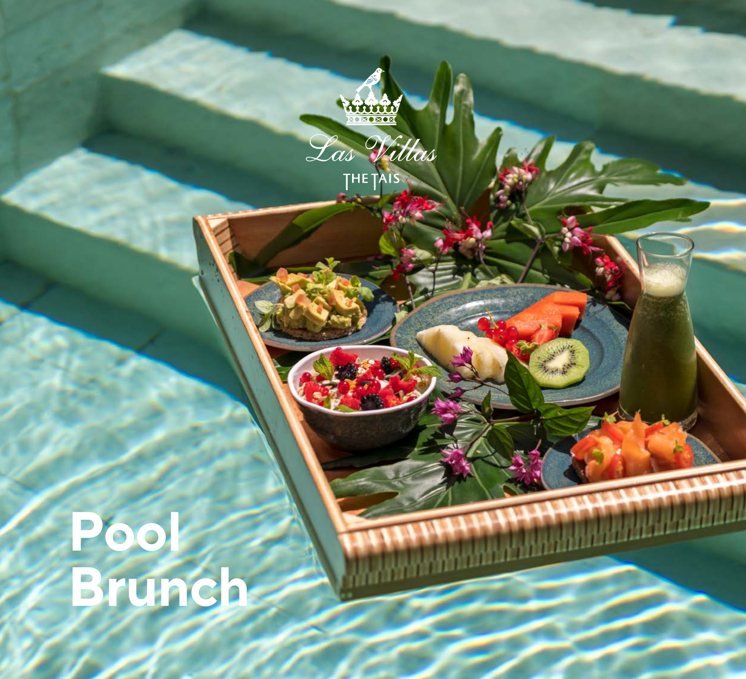Las Villas

THE TAIS

# Pool Brunch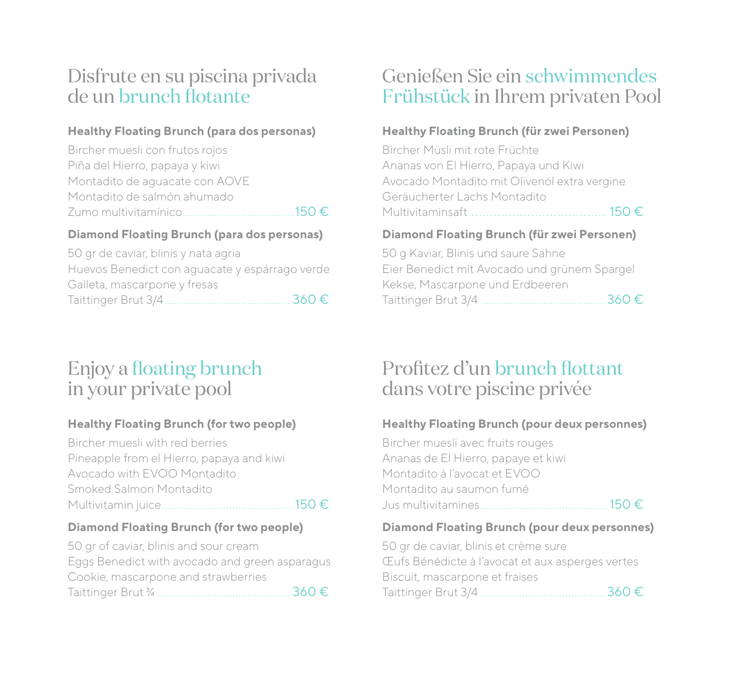## Disfrute en su piscina privada de un brunch flotante

**Healthy Floating Brunch (para dos personas)**

Bircher muesli con frutos rojos
Piña del Hierro, papaya y kiwi
Montadito de aguacate con AOVE
Montadito de salmón ahumado
Zumo multivitamínico .................................... 150 €

**Diamond Floating Brunch (para dos personas)**

50 gr de caviar, blinis y nata agria
Huevos Benedict con aguacate y espárrago verde
Galleta, mascarpone y fresas
Taittinger Brut 3/4 ........................................ 360 €

## Genießen Sie ein schwimmendes Frühstück in Ihrem privaten Pool

**Healthy Floating Brunch (für zwei Personen)**

Bircher Müsli mit rote Früchte
Ananas von El Hierro, Papaya und Kiwi
Avocado Montadito mit Olivenöl extra vergine
Geräucherter Lachs Montadito
Multivitaminsaft .................................... 150 €

**Diamond Floating Brunch (für zwei Personen)**

50 g Kaviar, Blinis und saure Sahne
Eier Benedict mit Avocado und grünem Spargel
Kekse, Mascarpone und Erdbeeren
Taittinger Brut 3/4 ...................................... 360 €

## Enjoy a floating brunch in your private pool

**Healthy Floating Brunch (for two people)**

Bircher muesli with red berries
Pineapple from el Hierro, papaya and kiwi
Avocado with EVOO Montadito
Smoked Salmon Montadito
Multivitamin juice .......................................... 150 €

**Diamond Floating Brunch (for two people)**

50 gr of caviar, blinis and sour cream
Eggs Benedict with avocado and green asparagus
Cookie, mascarpone and strawberries
Taittinger Brut ¾ ........................................... 360 €

## Profitez d'un brunch flottant dans votre piscine privée

**Healthy Floating Brunch (pour deux personnes)**

Bircher muesli avec fruits rouges
Ananas de El Hierro, papaye et kiwi
Montadito à l'avocat et EVOO
Montadito au saumon fumé
Jus multivitamines ........................................ 150 €

**Diamond Floating Brunch (pour deux personnes)**

50 gr de caviar, blinis et crème sure
Œufs Bénédicte à l'avocat et aux asperges vertes
Biscuit, mascarpone et fraises
Taittinger Brut 3/4 ....................................... 360 €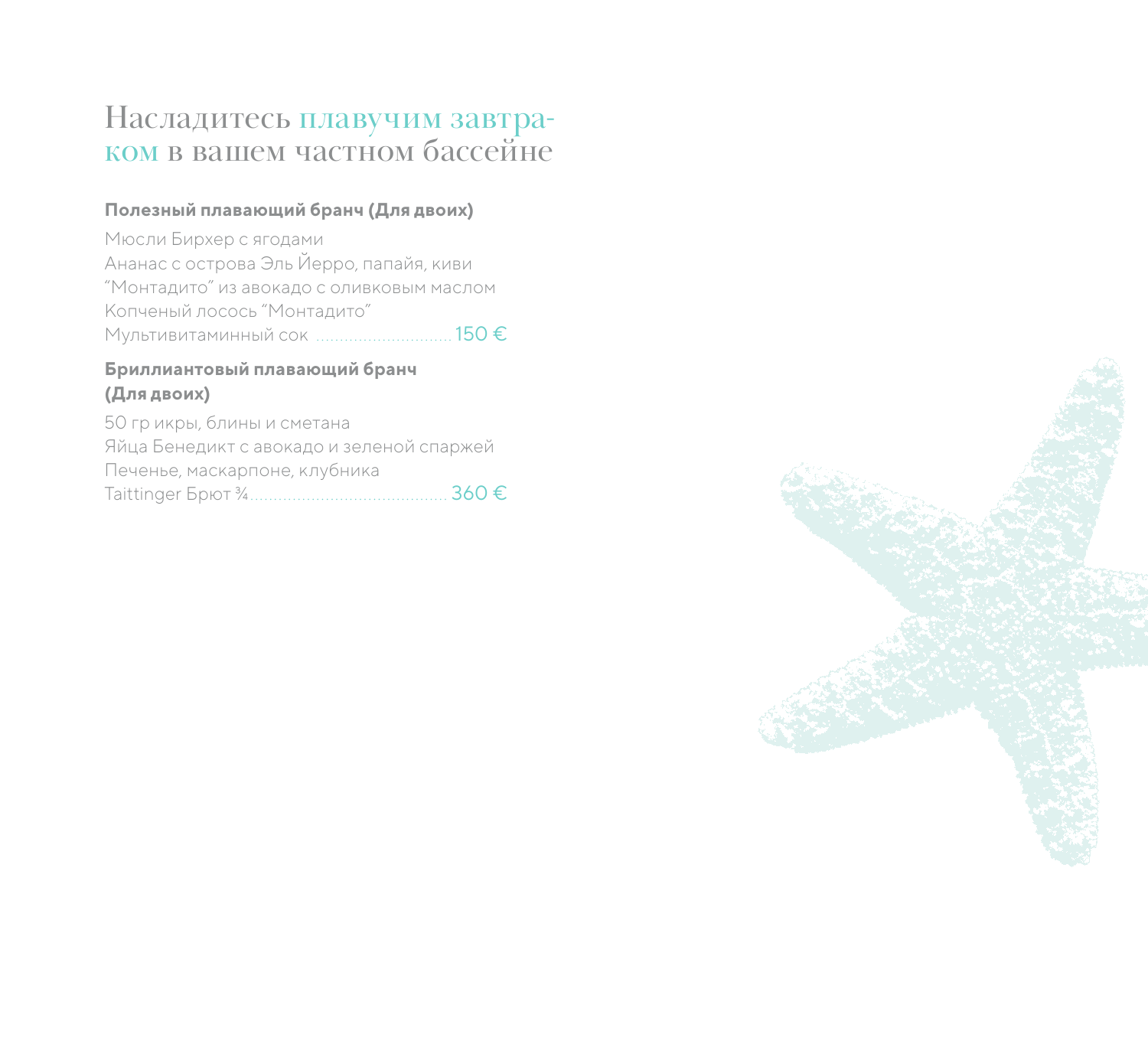# Насладитесь плавучим завтраком в вашем частном бассейне

**Полезный плавающий бранч (Для двоих)**

Мюсли Бирхер с ягодами
Ананас с острова Эль Йерро, папайя, киви
“Монтадито” из авокадо с оливковым маслом
Копченый лосось “Монтадито”
Мультивитаминный сок ............................ 150 €

**Бриллиантовый плавающий бранч (Для двоих)**

50 гр икры, блины и сметана
Яйца Бенедикт с авокадо и зеленой спаржей
Печенье, маскарпоне, клубника
Taittinger Брют ¾......................................... 360 €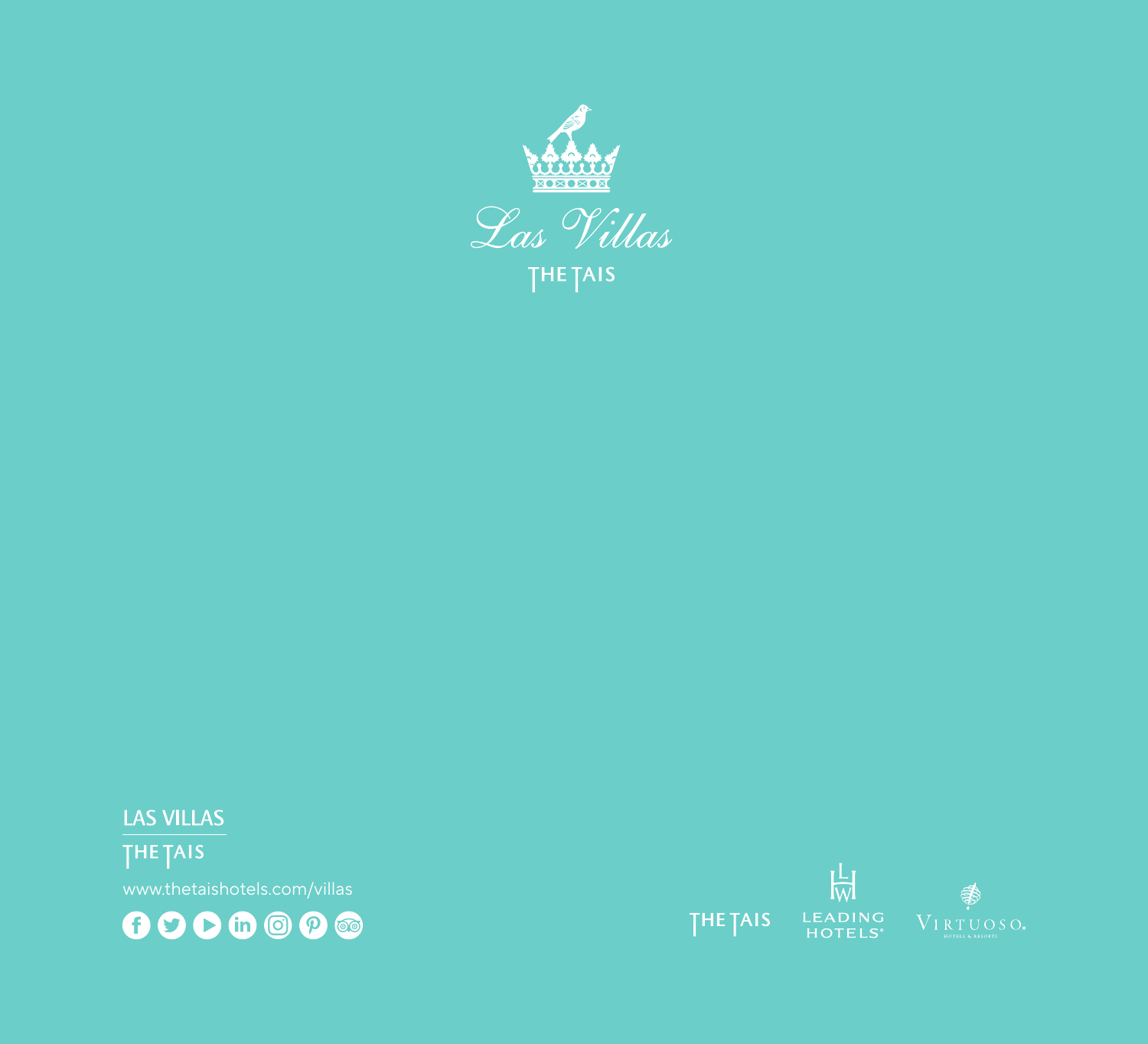Las Villas

THE TAIS

LAS VILLAS

THE TAIS

www.thetaishotels.com/villas

THE TAIS

LEADING HOTELS

VIRTUOSO.

HOTELS & RESORTS